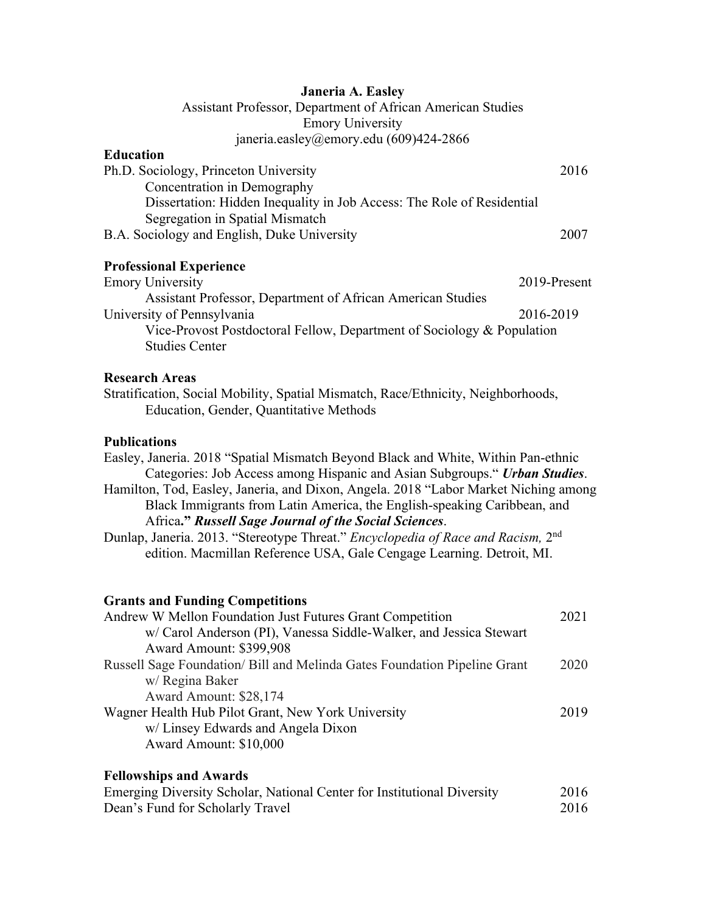**Janeria A. Easley**
Assistant Professor, Department of African American Studies
Emory University
janeria.easley@emory.edu (609)424-2866

## Education

Ph.D. Sociology, Princeton University — 2016
Concentration in Demography
Dissertation: Hidden Inequality in Job Access: The Role of Residential Segregation in Spatial Mismatch

B.A. Sociology and English, Duke University — 2007

## Professional Experience

Emory University — 2019-Present
Assistant Professor, Department of African American Studies

University of Pennsylvania — 2016-2019
Vice-Provost Postdoctoral Fellow, Department of Sociology & Population Studies Center

## Research Areas

Stratification, Social Mobility, Spatial Mismatch, Race/Ethnicity, Neighborhoods, Education, Gender, Quantitative Methods

## Publications

Easley, Janeria. 2018 "Spatial Mismatch Beyond Black and White, Within Pan-ethnic Categories: Job Access among Hispanic and Asian Subgroups." ***Urban Studies***.

Hamilton, Tod, Easley, Janeria, and Dixon, Angela. 2018 "Labor Market Niching among Black Immigrants from Latin America, the English-speaking Caribbean, and Africa**."** ***Russell Sage Journal of the Social Sciences***.

Dunlap, Janeria. 2013. "Stereotype Threat." *Encyclopedia of Race and Racism,* 2nd edition. Macmillan Reference USA, Gale Cengage Learning. Detroit, MI.

## Grants and Funding Competitions

Andrew W Mellon Foundation Just Futures Grant Competition — 2021
w/ Carol Anderson (PI), Vanessa Siddle-Walker, and Jessica Stewart
Award Amount: $399,908

Russell Sage Foundation/ Bill and Melinda Gates Foundation Pipeline Grant — 2020
w/ Regina Baker
Award Amount: $28,174

Wagner Health Hub Pilot Grant, New York University — 2019
w/ Linsey Edwards and Angela Dixon
Award Amount: $10,000

## Fellowships and Awards

Emerging Diversity Scholar, National Center for Institutional Diversity — 2016
Dean's Fund for Scholarly Travel — 2016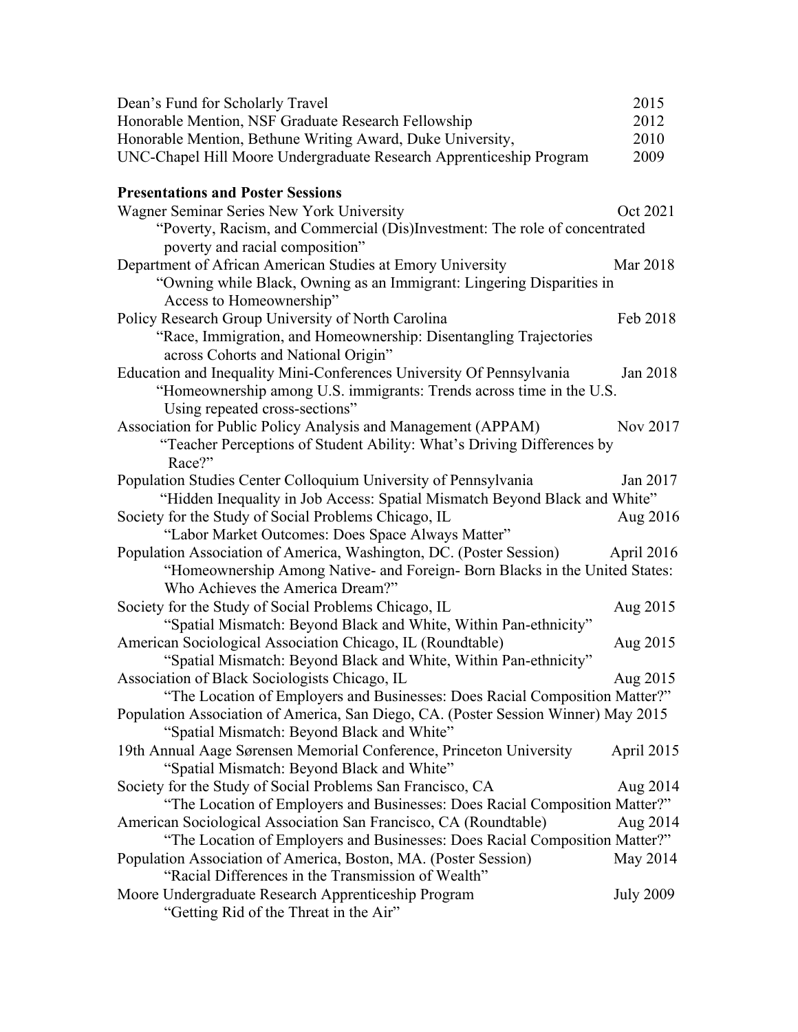Dean's Fund for Scholarly Travel 2015
Honorable Mention, NSF Graduate Research Fellowship 2012
Honorable Mention, Bethune Writing Award, Duke University, 2010
UNC-Chapel Hill Moore Undergraduate Research Apprenticeship Program 2009

**Presentations and Poster Sessions**

Wagner Seminar Series New York University Oct 2021
"Poverty, Racism, and Commercial (Dis)Investment: The role of concentrated poverty and racial composition"

Department of African American Studies at Emory University Mar 2018
"Owning while Black, Owning as an Immigrant: Lingering Disparities in Access to Homeownership"

Policy Research Group University of North Carolina Feb 2018
"Race, Immigration, and Homeownership: Disentangling Trajectories across Cohorts and National Origin"

Education and Inequality Mini-Conferences University Of Pennsylvania Jan 2018
"Homeownership among U.S. immigrants: Trends across time in the U.S. Using repeated cross-sections"

Association for Public Policy Analysis and Management (APPAM) Nov 2017
"Teacher Perceptions of Student Ability: What's Driving Differences by Race?"

Population Studies Center Colloquium University of Pennsylvania Jan 2017
"Hidden Inequality in Job Access: Spatial Mismatch Beyond Black and White"

Society for the Study of Social Problems Chicago, IL Aug 2016
"Labor Market Outcomes: Does Space Always Matter"

Population Association of America, Washington, DC. (Poster Session) April 2016
"Homeownership Among Native- and Foreign- Born Blacks in the United States: Who Achieves the America Dream?"

Society for the Study of Social Problems Chicago, IL Aug 2015
"Spatial Mismatch: Beyond Black and White, Within Pan-ethnicity"

American Sociological Association Chicago, IL (Roundtable) Aug 2015
"Spatial Mismatch: Beyond Black and White, Within Pan-ethnicity"

Association of Black Sociologists Chicago, IL Aug 2015
"The Location of Employers and Businesses: Does Racial Composition Matter?"

Population Association of America, San Diego, CA. (Poster Session Winner) May 2015
"Spatial Mismatch: Beyond Black and White"

19th Annual Aage Sørensen Memorial Conference, Princeton University April 2015
"Spatial Mismatch: Beyond Black and White"

Society for the Study of Social Problems San Francisco, CA Aug 2014
"The Location of Employers and Businesses: Does Racial Composition Matter?"

American Sociological Association San Francisco, CA (Roundtable) Aug 2014
"The Location of Employers and Businesses: Does Racial Composition Matter?"

Population Association of America, Boston, MA. (Poster Session) May 2014
"Racial Differences in the Transmission of Wealth"

Moore Undergraduate Research Apprenticeship Program July 2009
"Getting Rid of the Threat in the Air"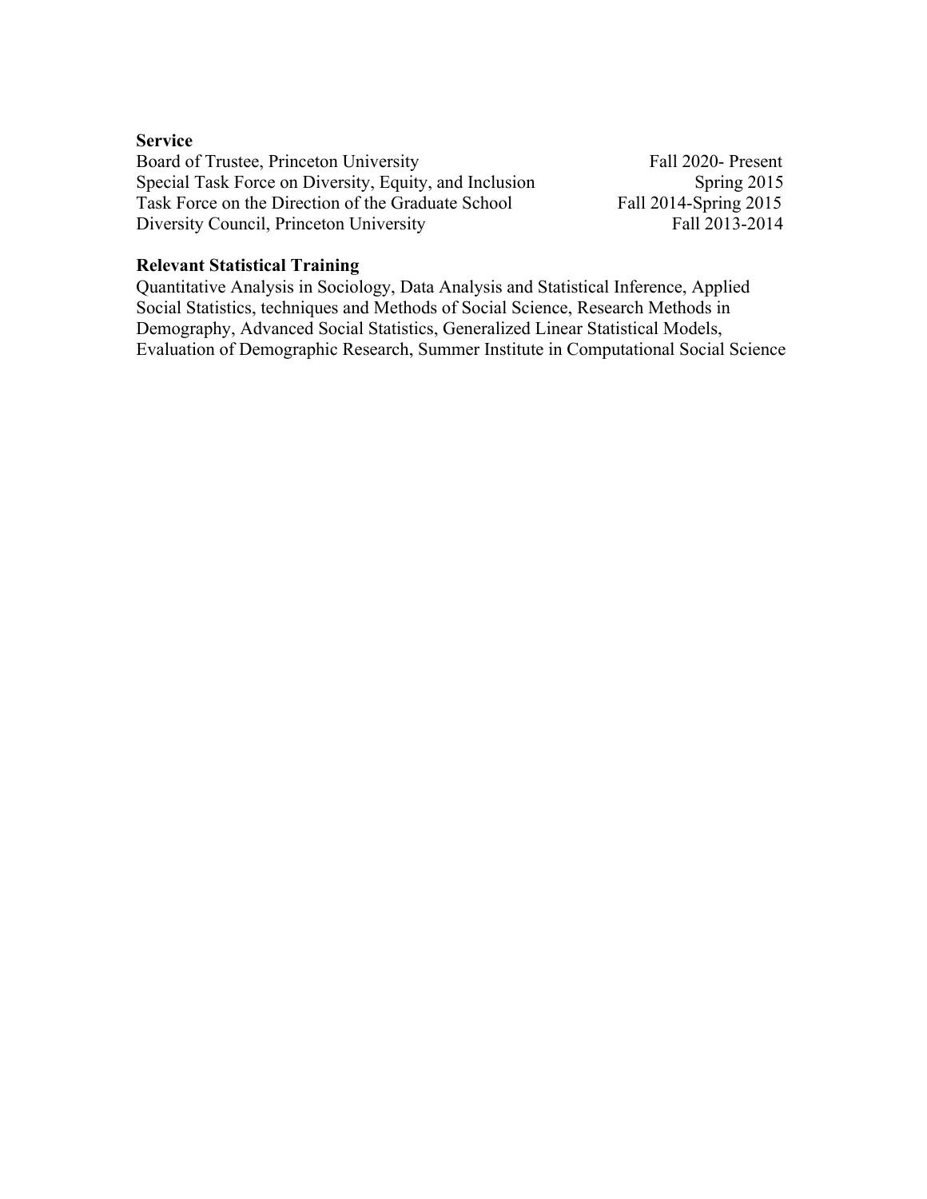**Service**

| | |
|---|---|
| Board of Trustee, Princeton University | Fall 2020- Present |
| Special Task Force on Diversity, Equity, and Inclusion | Spring 2015 |
| Task Force on the Direction of the Graduate School | Fall 2014-Spring 2015 |
| Diversity Council, Princeton University | Fall 2013-2014 |

**Relevant Statistical Training**

Quantitative Analysis in Sociology, Data Analysis and Statistical Inference, Applied Social Statistics, techniques and Methods of Social Science, Research Methods in Demography, Advanced Social Statistics, Generalized Linear Statistical Models, Evaluation of Demographic Research, Summer Institute in Computational Social Science